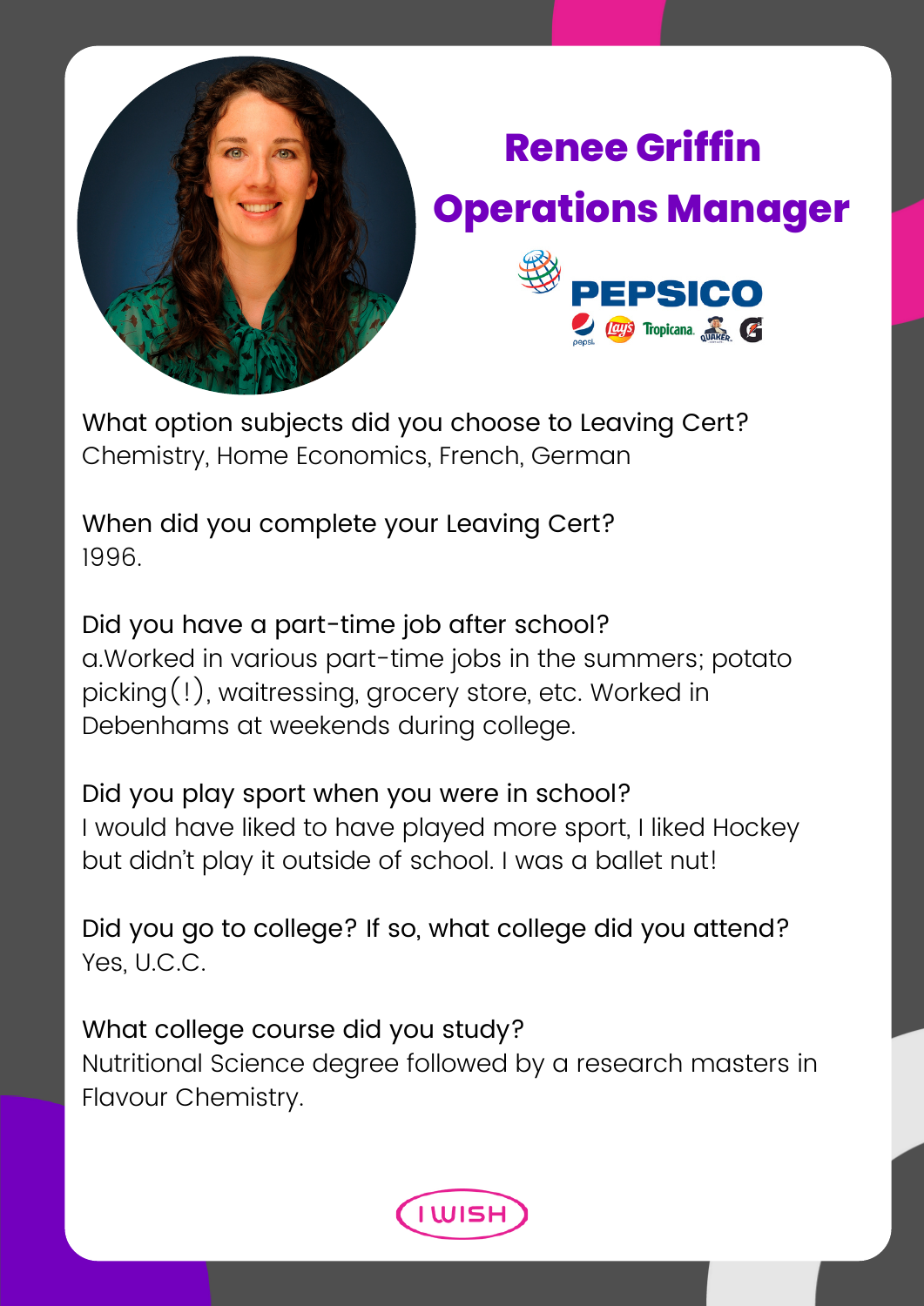# Renee Griffin

## Operations Manager

PEPSICO

What option subjects did you choose to Leaving Cert?
Chemistry, Home Economics, French, German

When did you complete your Leaving Cert?
1996.

Did you have a part-time job after school?
a.Worked in various part-time jobs in the summers; potato picking(!), waitressing, grocery store, etc. Worked in Debenhams at weekends during college.

Did you play sport when you were in school?
I would have liked to have played more sport, I liked Hockey but didn't play it outside of school. I was a ballet nut!

Did you go to college? If so, what college did you attend?
Yes, U.C.C.

What college course did you study?
Nutritional Science degree followed by a research masters in Flavour Chemistry.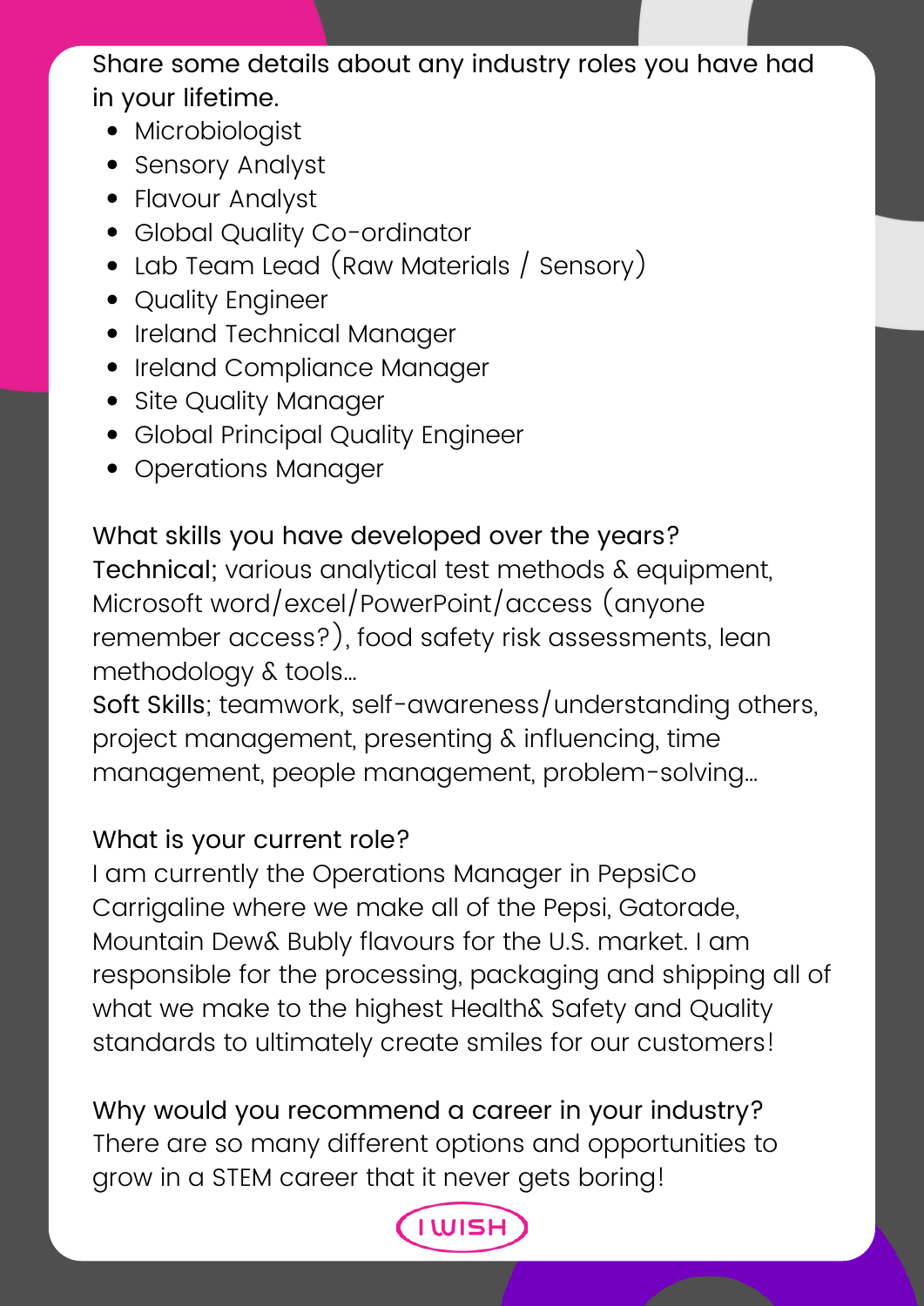Share some details about any industry roles you have had in your lifetime.

- Microbiologist
- Sensory Analyst
- Flavour Analyst
- Global Quality Co-ordinator
- Lab Team Lead (Raw Materials / Sensory)
- Quality Engineer
- Ireland Technical Manager
- Ireland Compliance Manager
- Site Quality Manager
- Global Principal Quality Engineer
- Operations Manager

What skills you have developed over the years?

Technical; various analytical test methods & equipment, Microsoft word/excel/PowerPoint/access (anyone remember access?), food safety risk assessments, lean methodology & tools...

Soft Skills; teamwork, self-awareness/understanding others, project management, presenting & influencing, time management, people management, problem-solving...

What is your current role?

I am currently the Operations Manager in PepsiCo Carrigaline where we make all of the Pepsi, Gatorade, Mountain Dew& Bubly flavours for the U.S. market. I am responsible for the processing, packaging and shipping all of what we make to the highest Health& Safety and Quality standards to ultimately create smiles for our customers!

Why would you recommend a career in your industry?

There are so many different options and opportunities to grow in a STEM career that it never gets boring!

I WISH